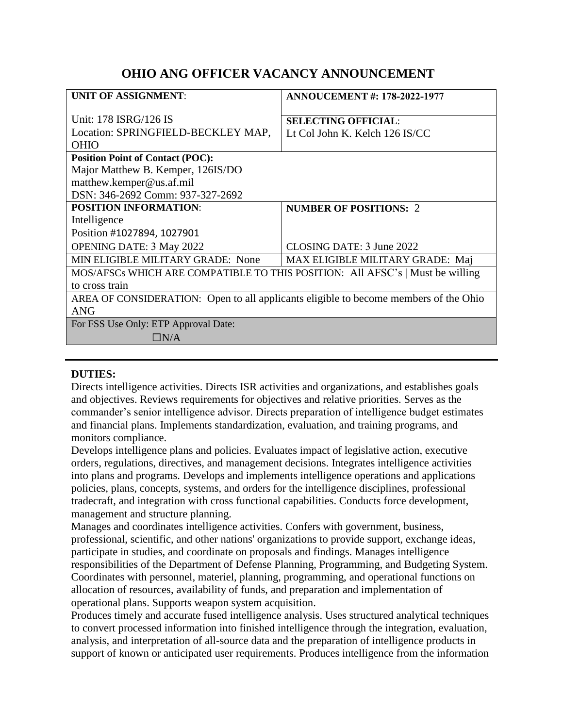# OHIO ANG OFFICER VACANCY ANNOUNCEMENT

| **UNIT OF ASSIGNMENT**: Unit: 178 ISRG/126 IS Location: SPRINGFIELD-BECKLEY MAP, OHIO | **ANNOUCEMENT #: 178-2022-1977** **SELECTING OFFICIAL**: Lt Col John K. Kelch 126 IS/CC |
|---|---|
| **Position Point of Contact (POC):** Major Matthew B. Kemper, 126IS/DO matthew.kemper@us.af.mil DSN: 346-2692 Comm: 937-327-2692 | |
| **POSITION INFORMATION**: Intelligence Position #1027894, 1027901 | **NUMBER OF POSITIONS:** 2 |
| OPENING DATE: 3 May 2022 | CLOSING DATE: 3 June 2022 |
| MIN ELIGIBLE MILITARY GRADE: None | MAX ELIGIBLE MILITARY GRADE: Maj |
| MOS/AFSCs WHICH ARE COMPATIBLE TO THIS POSITION: All AFSC's \| Must be willing to cross train | |
| AREA OF CONSIDERATION: Open to all applicants eligible to become members of the Ohio ANG | |
| For FSS Use Only: ETP Approval Date: ☐N/A | |

---

**DUTIES:**

Directs intelligence activities. Directs ISR activities and organizations, and establishes goals and objectives. Reviews requirements for objectives and relative priorities. Serves as the commander's senior intelligence advisor. Directs preparation of intelligence budget estimates and financial plans. Implements standardization, evaluation, and training programs, and monitors compliance.

Develops intelligence plans and policies. Evaluates impact of legislative action, executive orders, regulations, directives, and management decisions. Integrates intelligence activities into plans and programs. Develops and implements intelligence operations and applications policies, plans, concepts, systems, and orders for the intelligence disciplines, professional tradecraft, and integration with cross functional capabilities. Conducts force development, management and structure planning.

Manages and coordinates intelligence activities. Confers with government, business, professional, scientific, and other nations' organizations to provide support, exchange ideas, participate in studies, and coordinate on proposals and findings. Manages intelligence responsibilities of the Department of Defense Planning, Programming, and Budgeting System. Coordinates with personnel, materiel, planning, programming, and operational functions on allocation of resources, availability of funds, and preparation and implementation of operational plans. Supports weapon system acquisition.

Produces timely and accurate fused intelligence analysis. Uses structured analytical techniques to convert processed information into finished intelligence through the integration, evaluation, analysis, and interpretation of all-source data and the preparation of intelligence products in support of known or anticipated user requirements. Produces intelligence from the information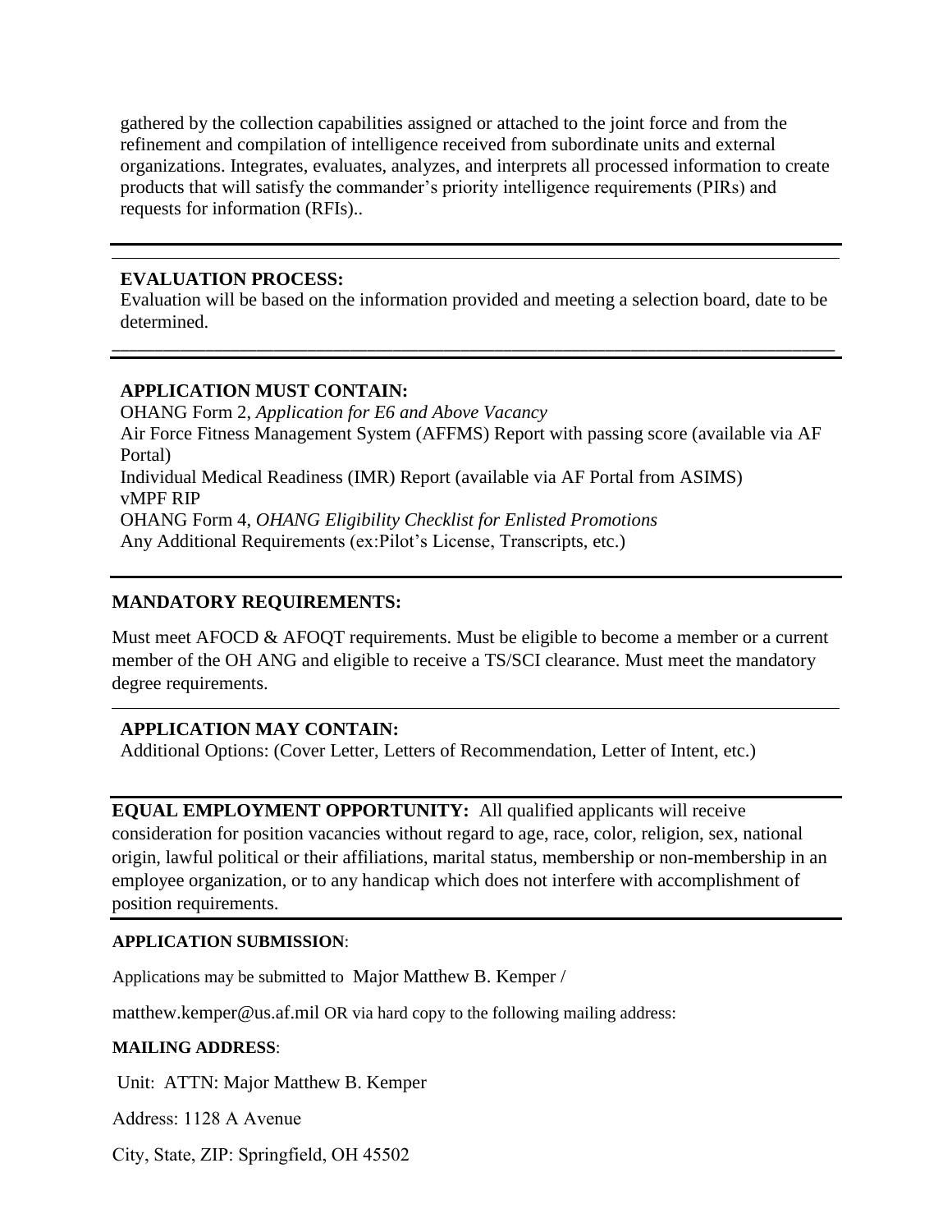gathered by the collection capabilities assigned or attached to the joint force and from the refinement and compilation of intelligence received from subordinate units and external organizations. Integrates, evaluates, analyzes, and interprets all processed information to create products that will satisfy the commander's priority intelligence requirements (PIRs) and requests for information (RFIs)..

---

**EVALUATION PROCESS:**
Evaluation will be based on the information provided and meeting a selection board, date to be determined.

---

**APPLICATION MUST CONTAIN:**
OHANG Form 2, *Application for E6 and Above Vacancy*
Air Force Fitness Management System (AFFMS) Report with passing score (available via AF Portal)
Individual Medical Readiness (IMR) Report (available via AF Portal from ASIMS)
vMPF RIP
OHANG Form 4, *OHANG Eligibility Checklist for Enlisted Promotions*
Any Additional Requirements (ex:Pilot's License, Transcripts, etc.)

---

**MANDATORY REQUIREMENTS:**

Must meet AFOCD & AFOQT requirements. Must be eligible to become a member or a current member of the OH ANG and eligible to receive a TS/SCI clearance. Must meet the mandatory degree requirements.

---

**APPLICATION MAY CONTAIN:**
Additional Options: (Cover Letter, Letters of Recommendation, Letter of Intent, etc.)

---

**EQUAL EMPLOYMENT OPPORTUNITY:** All qualified applicants will receive consideration for position vacancies without regard to age, race, color, religion, sex, national origin, lawful political or their affiliations, marital status, membership or non-membership in an employee organization, or to any handicap which does not interfere with accomplishment of position requirements.

---

**APPLICATION SUBMISSION**:

Applications may be submitted to Major Matthew B. Kemper /

matthew.kemper@us.af.mil OR via hard copy to the following mailing address:

**MAILING ADDRESS**:

Unit: ATTN: Major Matthew B. Kemper

Address: 1128 A Avenue

City, State, ZIP: Springfield, OH 45502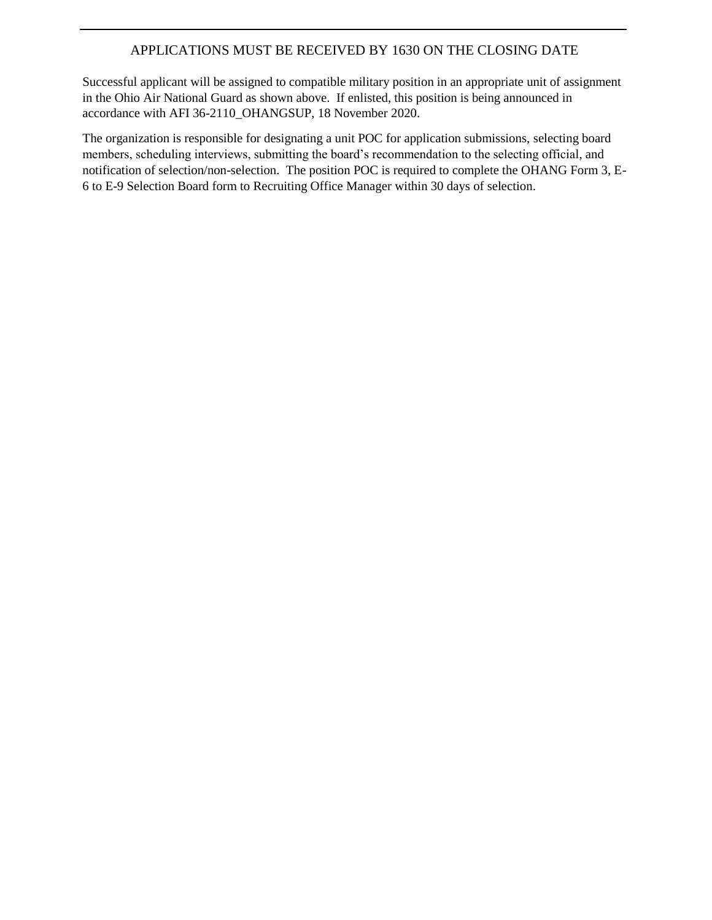APPLICATIONS MUST BE RECEIVED BY 1630 ON THE CLOSING DATE

Successful applicant will be assigned to compatible military position in an appropriate unit of assignment in the Ohio Air National Guard as shown above. If enlisted, this position is being announced in accordance with AFI 36-2110_OHANGSUP, 18 November 2020.

The organization is responsible for designating a unit POC for application submissions, selecting board members, scheduling interviews, submitting the board's recommendation to the selecting official, and notification of selection/non-selection. The position POC is required to complete the OHANG Form 3, E-6 to E-9 Selection Board form to Recruiting Office Manager within 30 days of selection.